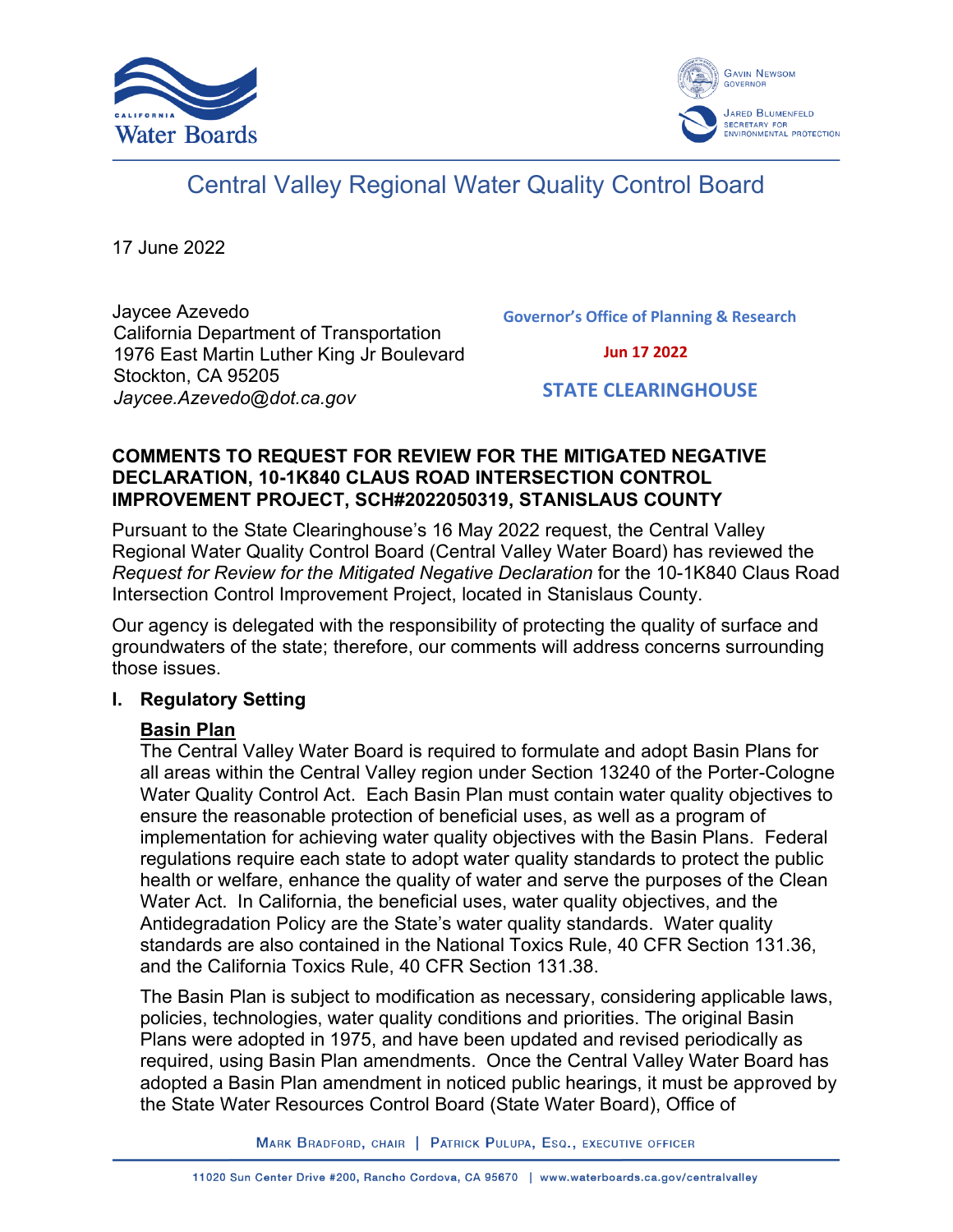# Central Valley Regional Water Quality Control Board

17 June 2022

Jaycee Azevedo
California Department of Transportation
1976 East Martin Luther King Jr Boulevard
Stockton, CA 95205
*Jaycee.Azevedo@dot.ca.gov*

Governor's Office of Planning & Research

Jun 17 2022

STATE CLEARINGHOUSE

**COMMENTS TO REQUEST FOR REVIEW FOR THE MITIGATED NEGATIVE DECLARATION, 10-1K840 CLAUS ROAD INTERSECTION CONTROL IMPROVEMENT PROJECT, SCH#2022050319, STANISLAUS COUNTY**

Pursuant to the State Clearinghouse's 16 May 2022 request, the Central Valley Regional Water Quality Control Board (Central Valley Water Board) has reviewed the *Request for Review for the Mitigated Negative Declaration* for the 10-1K840 Claus Road Intersection Control Improvement Project, located in Stanislaus County.

Our agency is delegated with the responsibility of protecting the quality of surface and groundwaters of the state; therefore, our comments will address concerns surrounding those issues.

## I. Regulatory Setting

### Basin Plan

The Central Valley Water Board is required to formulate and adopt Basin Plans for all areas within the Central Valley region under Section 13240 of the Porter-Cologne Water Quality Control Act. Each Basin Plan must contain water quality objectives to ensure the reasonable protection of beneficial uses, as well as a program of implementation for achieving water quality objectives with the Basin Plans. Federal regulations require each state to adopt water quality standards to protect the public health or welfare, enhance the quality of water and serve the purposes of the Clean Water Act. In California, the beneficial uses, water quality objectives, and the Antidegradation Policy are the State's water quality standards. Water quality standards are also contained in the National Toxics Rule, 40 CFR Section 131.36, and the California Toxics Rule, 40 CFR Section 131.38.

The Basin Plan is subject to modification as necessary, considering applicable laws, policies, technologies, water quality conditions and priorities. The original Basin Plans were adopted in 1975, and have been updated and revised periodically as required, using Basin Plan amendments. Once the Central Valley Water Board has adopted a Basin Plan amendment in noticed public hearings, it must be approved by the State Water Resources Control Board (State Water Board), Office of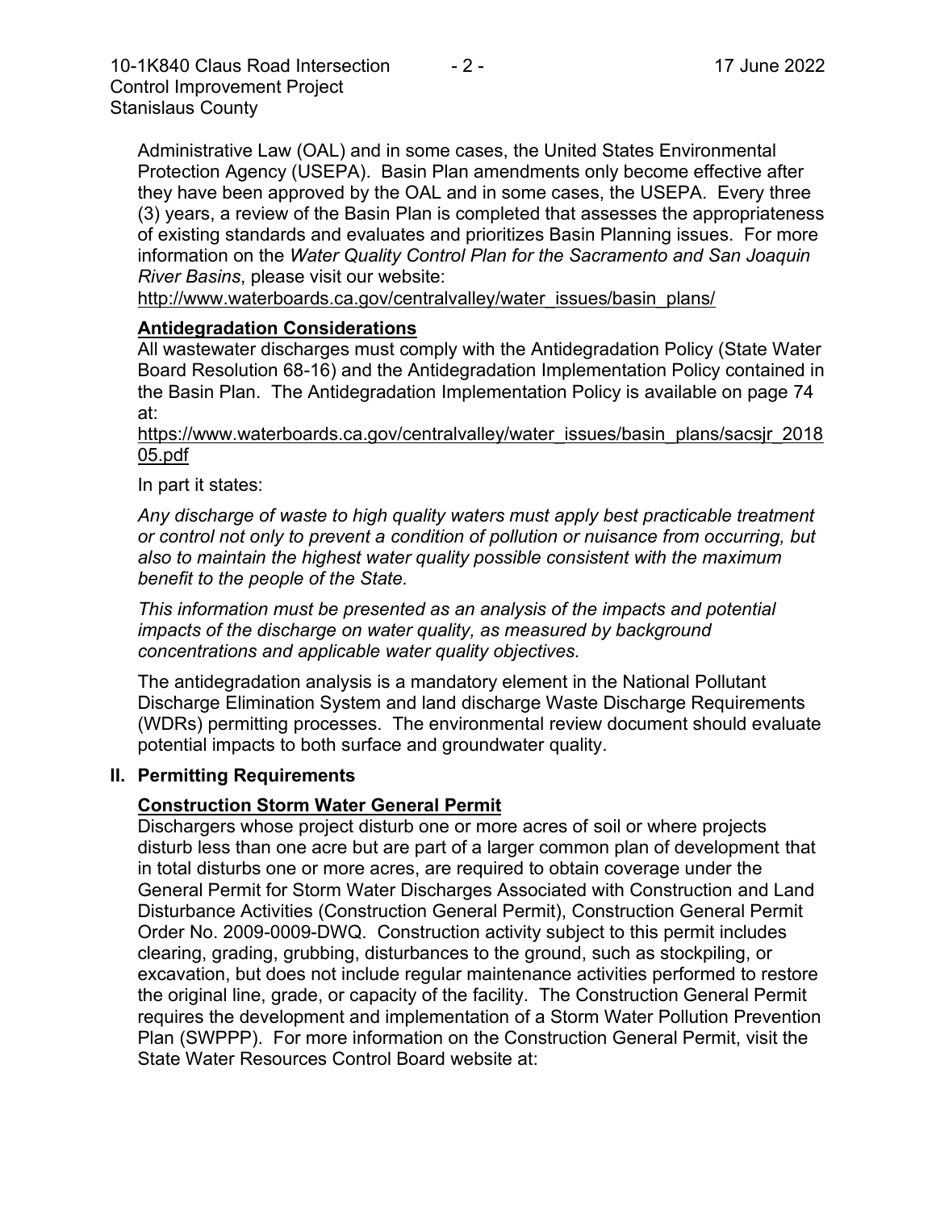Administrative Law (OAL) and in some cases, the United States Environmental Protection Agency (USEPA). Basin Plan amendments only become effective after they have been approved by the OAL and in some cases, the USEPA. Every three (3) years, a review of the Basin Plan is completed that assesses the appropriateness of existing standards and evaluates and prioritizes Basin Planning issues. For more information on the *Water Quality Control Plan for the Sacramento and San Joaquin River Basins*, please visit our website:
http://www.waterboards.ca.gov/centralvalley/water_issues/basin_plans/

**Antidegradation Considerations**

All wastewater discharges must comply with the Antidegradation Policy (State Water Board Resolution 68-16) and the Antidegradation Implementation Policy contained in the Basin Plan. The Antidegradation Implementation Policy is available on page 74 at:
https://www.waterboards.ca.gov/centralvalley/water_issues/basin_plans/sacsjr_201805.pdf

In part it states:

*Any discharge of waste to high quality waters must apply best practicable treatment or control not only to prevent a condition of pollution or nuisance from occurring, but also to maintain the highest water quality possible consistent with the maximum benefit to the people of the State.*

*This information must be presented as an analysis of the impacts and potential impacts of the discharge on water quality, as measured by background concentrations and applicable water quality objectives.*

The antidegradation analysis is a mandatory element in the National Pollutant Discharge Elimination System and land discharge Waste Discharge Requirements (WDRs) permitting processes. The environmental review document should evaluate potential impacts to both surface and groundwater quality.

## II. Permitting Requirements

**Construction Storm Water General Permit**

Dischargers whose project disturb one or more acres of soil or where projects disturb less than one acre but are part of a larger common plan of development that in total disturbs one or more acres, are required to obtain coverage under the General Permit for Storm Water Discharges Associated with Construction and Land Disturbance Activities (Construction General Permit), Construction General Permit Order No. 2009-0009-DWQ. Construction activity subject to this permit includes clearing, grading, grubbing, disturbances to the ground, such as stockpiling, or excavation, but does not include regular maintenance activities performed to restore the original line, grade, or capacity of the facility. The Construction General Permit requires the development and implementation of a Storm Water Pollution Prevention Plan (SWPPP). For more information on the Construction General Permit, visit the State Water Resources Control Board website at: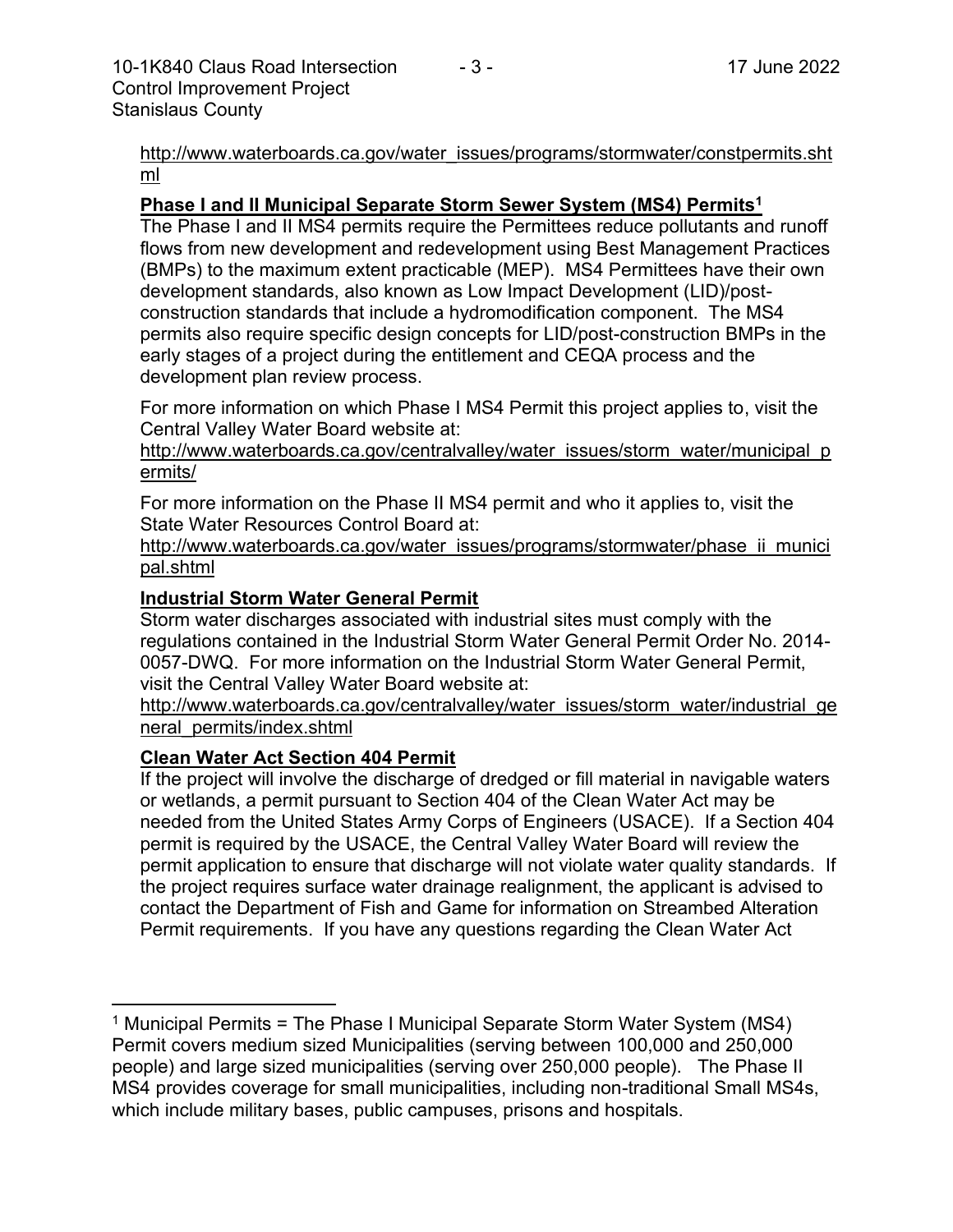http://www.waterboards.ca.gov/water_issues/programs/stormwater/constpermits.shtml

**Phase I and II Municipal Separate Storm Sewer System (MS4) Permits[1]**

The Phase I and II MS4 permits require the Permittees reduce pollutants and runoff flows from new development and redevelopment using Best Management Practices (BMPs) to the maximum extent practicable (MEP). MS4 Permittees have their own development standards, also known as Low Impact Development (LID)/post-construction standards that include a hydromodification component. The MS4 permits also require specific design concepts for LID/post-construction BMPs in the early stages of a project during the entitlement and CEQA process and the development plan review process.

For more information on which Phase I MS4 Permit this project applies to, visit the Central Valley Water Board website at:

http://www.waterboards.ca.gov/centralvalley/water_issues/storm_water/municipal_permits/

For more information on the Phase II MS4 permit and who it applies to, visit the State Water Resources Control Board at:

http://www.waterboards.ca.gov/water_issues/programs/stormwater/phase_ii_municipal.shtml

**Industrial Storm Water General Permit**

Storm water discharges associated with industrial sites must comply with the regulations contained in the Industrial Storm Water General Permit Order No. 2014-0057-DWQ. For more information on the Industrial Storm Water General Permit, visit the Central Valley Water Board website at:

http://www.waterboards.ca.gov/centralvalley/water_issues/storm_water/industrial_general_permits/index.shtml

**Clean Water Act Section 404 Permit**

If the project will involve the discharge of dredged or fill material in navigable waters or wetlands, a permit pursuant to Section 404 of the Clean Water Act may be needed from the United States Army Corps of Engineers (USACE). If a Section 404 permit is required by the USACE, the Central Valley Water Board will review the permit application to ensure that discharge will not violate water quality standards. If the project requires surface water drainage realignment, the applicant is advised to contact the Department of Fish and Game for information on Streambed Alteration Permit requirements. If you have any questions regarding the Clean Water Act

---

[1] Municipal Permits = The Phase I Municipal Separate Storm Water System (MS4) Permit covers medium sized Municipalities (serving between 100,000 and 250,000 people) and large sized municipalities (serving over 250,000 people). The Phase II MS4 provides coverage for small municipalities, including non-traditional Small MS4s, which include military bases, public campuses, prisons and hospitals.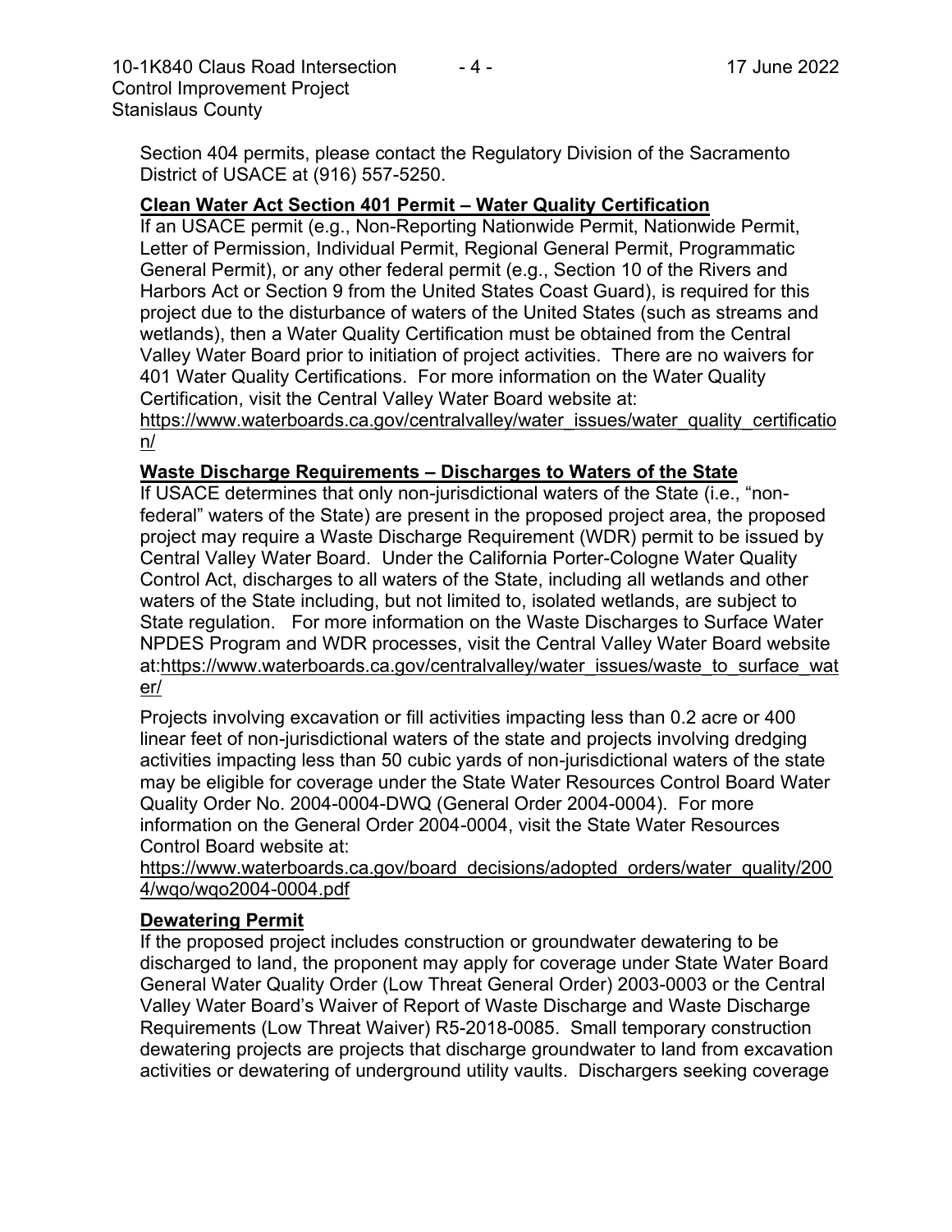Section 404 permits, please contact the Regulatory Division of the Sacramento District of USACE at (916) 557-5250.

**Clean Water Act Section 401 Permit – Water Quality Certification**

If an USACE permit (e.g., Non-Reporting Nationwide Permit, Nationwide Permit, Letter of Permission, Individual Permit, Regional General Permit, Programmatic General Permit), or any other federal permit (e.g., Section 10 of the Rivers and Harbors Act or Section 9 from the United States Coast Guard), is required for this project due to the disturbance of waters of the United States (such as streams and wetlands), then a Water Quality Certification must be obtained from the Central Valley Water Board prior to initiation of project activities. There are no waivers for 401 Water Quality Certifications. For more information on the Water Quality Certification, visit the Central Valley Water Board website at: https://www.waterboards.ca.gov/centralvalley/water_issues/water_quality_certification/

**Waste Discharge Requirements – Discharges to Waters of the State**

If USACE determines that only non-jurisdictional waters of the State (i.e., "non-federal" waters of the State) are present in the proposed project area, the proposed project may require a Waste Discharge Requirement (WDR) permit to be issued by Central Valley Water Board. Under the California Porter-Cologne Water Quality Control Act, discharges to all waters of the State, including all wetlands and other waters of the State including, but not limited to, isolated wetlands, are subject to State regulation. For more information on the Waste Discharges to Surface Water NPDES Program and WDR processes, visit the Central Valley Water Board website at:https://www.waterboards.ca.gov/centralvalley/water_issues/waste_to_surface_water/

Projects involving excavation or fill activities impacting less than 0.2 acre or 400 linear feet of non-jurisdictional waters of the state and projects involving dredging activities impacting less than 50 cubic yards of non-jurisdictional waters of the state may be eligible for coverage under the State Water Resources Control Board Water Quality Order No. 2004-0004-DWQ (General Order 2004-0004). For more information on the General Order 2004-0004, visit the State Water Resources Control Board website at: https://www.waterboards.ca.gov/board_decisions/adopted_orders/water_quality/2004/wqo/wqo2004-0004.pdf

**Dewatering Permit**

If the proposed project includes construction or groundwater dewatering to be discharged to land, the proponent may apply for coverage under State Water Board General Water Quality Order (Low Threat General Order) 2003-0003 or the Central Valley Water Board's Waiver of Report of Waste Discharge and Waste Discharge Requirements (Low Threat Waiver) R5-2018-0085. Small temporary construction dewatering projects are projects that discharge groundwater to land from excavation activities or dewatering of underground utility vaults. Dischargers seeking coverage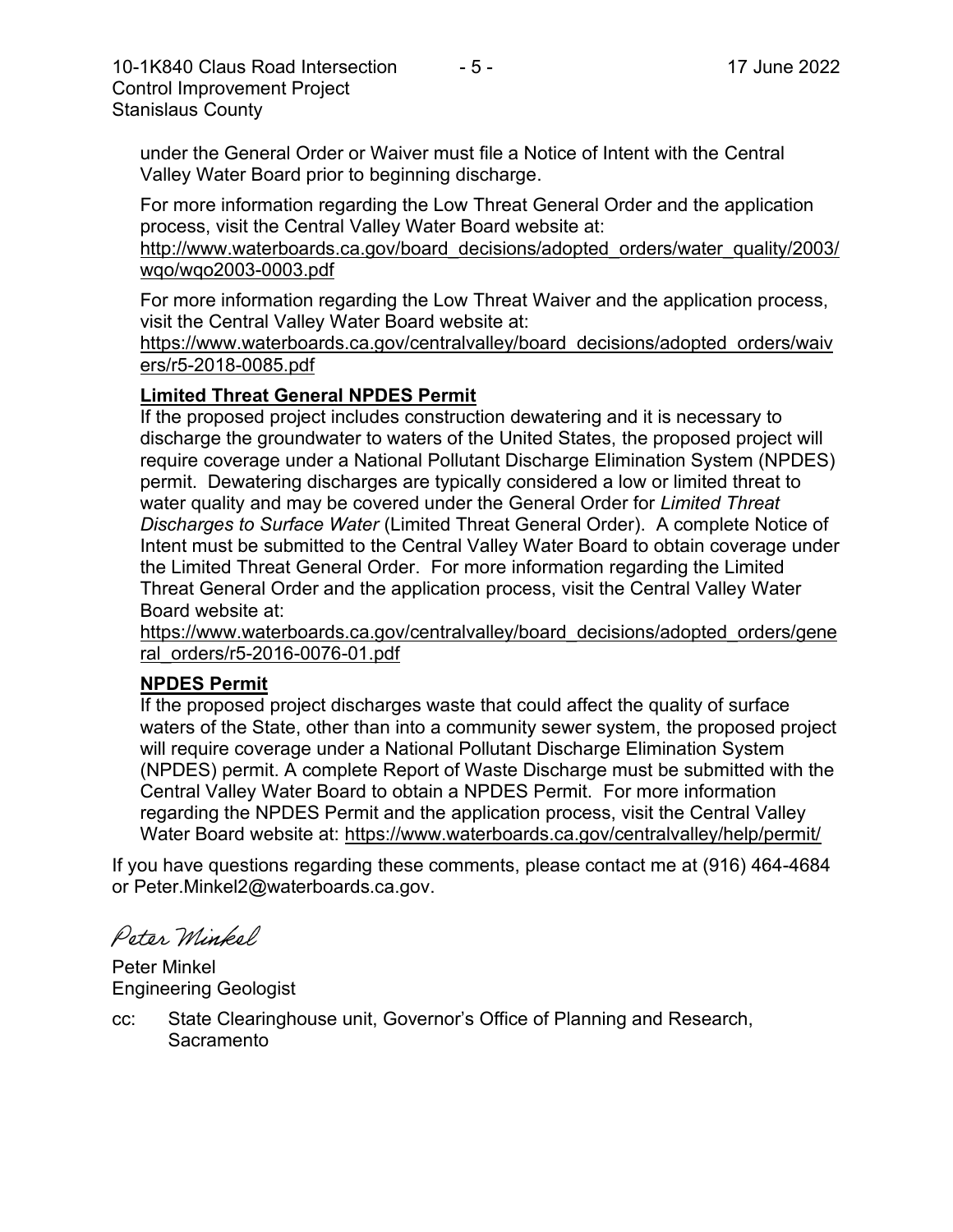under the General Order or Waiver must file a Notice of Intent with the Central Valley Water Board prior to beginning discharge.

For more information regarding the Low Threat General Order and the application process, visit the Central Valley Water Board website at: http://www.waterboards.ca.gov/board_decisions/adopted_orders/water_quality/2003/wqo/wqo2003-0003.pdf

For more information regarding the Low Threat Waiver and the application process, visit the Central Valley Water Board website at: https://www.waterboards.ca.gov/centralvalley/board_decisions/adopted_orders/waivers/r5-2018-0085.pdf

**Limited Threat General NPDES Permit**

If the proposed project includes construction dewatering and it is necessary to discharge the groundwater to waters of the United States, the proposed project will require coverage under a National Pollutant Discharge Elimination System (NPDES) permit. Dewatering discharges are typically considered a low or limited threat to water quality and may be covered under the General Order for *Limited Threat Discharges to Surface Water* (Limited Threat General Order). A complete Notice of Intent must be submitted to the Central Valley Water Board to obtain coverage under the Limited Threat General Order. For more information regarding the Limited Threat General Order and the application process, visit the Central Valley Water Board website at: https://www.waterboards.ca.gov/centralvalley/board_decisions/adopted_orders/general_orders/r5-2016-0076-01.pdf

**NPDES Permit**

If the proposed project discharges waste that could affect the quality of surface waters of the State, other than into a community sewer system, the proposed project will require coverage under a National Pollutant Discharge Elimination System (NPDES) permit. A complete Report of Waste Discharge must be submitted with the Central Valley Water Board to obtain a NPDES Permit. For more information regarding the NPDES Permit and the application process, visit the Central Valley Water Board website at: https://www.waterboards.ca.gov/centralvalley/help/permit/

If you have questions regarding these comments, please contact me at (916) 464-4684 or Peter.Minkel2@waterboards.ca.gov.

*Peter Minkel*

Peter Minkel
Engineering Geologist

cc: State Clearinghouse unit, Governor's Office of Planning and Research, Sacramento